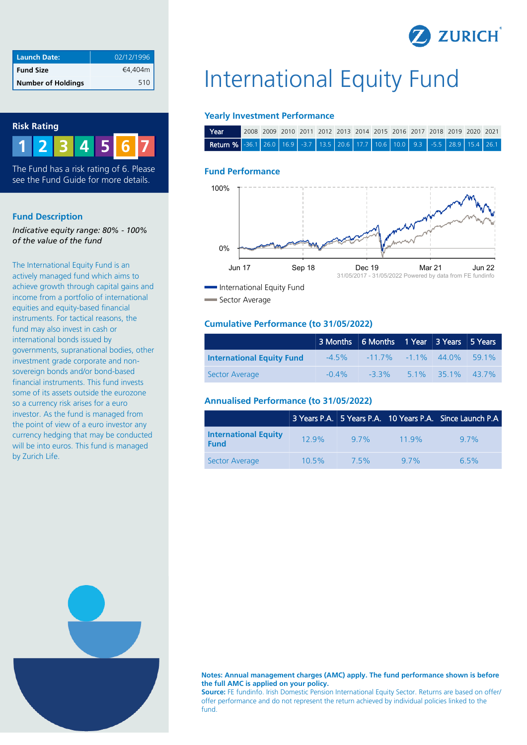| Launch Date: | 02/12/1996 |
|---|---|
| Fund Size | €4,404m |
| Number of Holdings | 510 |

## Risk Rating

1 2 3 4 5 **6** 7

The Fund has a risk rating of 6. Please see the Fund Guide for more details.

## Fund Description

*Indicative equity range: 80% - 100% of the value of the fund*

The International Equity Fund is an actively managed fund which aims to achieve growth through capital gains and income from a portfolio of international equities and equity-based financial instruments. For tactical reasons, the fund may also invest in cash or international bonds issued by governments, supranational bodies, other investment grade corporate and non-sovereign bonds and/or bond-based financial instruments. This fund invests some of its assets outside the eurozone so a currency risk arises for a euro investor. As the fund is managed from the point of view of a euro investor any currency hedging that may be conducted will be into euros. This fund is managed by Zurich Life.

# International Equity Fund

### Yearly Investment Performance

| Year | 2008 | 2009 | 2010 | 2011 | 2012 | 2013 | 2014 | 2015 | 2016 | 2017 | 2018 | 2019 | 2020 | 2021 |
|---|---|---|---|---|---|---|---|---|---|---|---|---|---|---|
| Return % | -36.1 | 26.0 | 16.9 | -3.7 | 13.5 | 20.6 | 17.7 | 10.6 | 10.0 | 9.3 | -5.5 | 28.9 | 15.4 | 26.1 |

### Fund Performance

31/05/2017 - 31/05/2022 Powered by data from FE fundinfo

International Equity Fund
Sector Average

### Cumulative Performance (to 31/05/2022)

| | 3 Months | 6 Months | 1 Year | 3 Years | 5 Years |
|---|---|---|---|---|---|
| **International Equity Fund** | -4.5% | -11.7% | -1.1% | 44.0% | 59.1% |
| Sector Average | -0.4% | -3.3% | 5.1% | 35.1% | 43.7% |

### Annualised Performance (to 31/05/2022)

| | 3 Years P.A. | 5 Years P.A. | 10 Years P.A. | Since Launch P.A |
|---|---|---|---|---|
| **International Equity Fund** | 12.9% | 9.7% | 11.9% | 9.7% |
| Sector Average | 10.5% | 7.5% | 9.7% | 6.5% |

**Notes: Annual management charges (AMC) apply. The fund performance shown is before the full AMC is applied on your policy.**
**Source:** FE fundinfo. Irish Domestic Pension International Equity Sector. Returns are based on offer/offer performance and do not represent the return achieved by individual policies linked to the fund.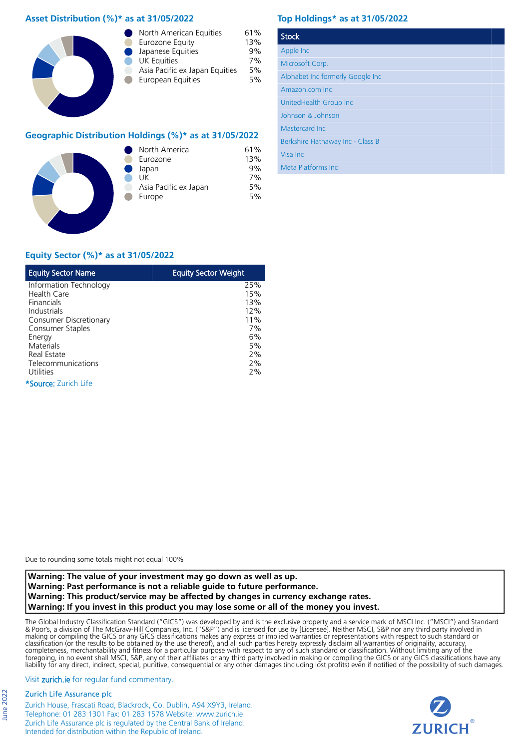## Asset Distribution (%)* as at 31/05/2022

North American Equities 61%
Eurozone Equity 13%
Japanese Equities 9%
UK Equities 7%
Asia Pacific ex Japan Equities 5%
European Equities 5%

## Geographic Distribution Holdings (%)* as at 31/05/2022

North America 61%
Eurozone 13%
Japan 9%
UK 7%
Asia Pacific ex Japan 5%
Europe 5%

## Equity Sector (%)* as at 31/05/2022

| Equity Sector Name | Equity Sector Weight |
|---|---|
| Information Technology | 25% |
| Health Care | 15% |
| Financials | 13% |
| Industrials | 12% |
| Consumer Discretionary | 11% |
| Consumer Staples | 7% |
| Energy | 6% |
| Materials | 5% |
| Real Estate | 2% |
| Telecommunications | 2% |
| Utilities | 2% |

*Source: Zurich Life

## Top Holdings* as at 31/05/2022

| Stock |
|---|
| Apple Inc |
| Microsoft Corp. |
| Alphabet Inc formerly Google Inc |
| Amazon.com Inc |
| UnitedHealth Group Inc |
| Johnson & Johnson |
| Mastercard Inc |
| Berkshire Hathaway Inc - Class B |
| Visa Inc |
| Meta Platforms Inc |

Due to rounding some totals might not equal 100%

**Warning: The value of your investment may go down as well as up.**
**Warning: Past performance is not a reliable guide to future performance.**
**Warning: This product/service may be affected by changes in currency exchange rates.**
**Warning: If you invest in this product you may lose some or all of the money you invest.**

The Global Industry Classification Standard ("GICS") was developed by and is the exclusive property and a service mark of MSCI Inc. ("MSCI") and Standard & Poor's, a division of The McGraw-Hill Companies, Inc. ("S&P") and is licensed for use by [Licensee]. Neither MSCI, S&P nor any third party involved in making or compiling the GICS or any GICS classifications makes any express or implied warranties or representations with respect to such standard or classification (or the results to be obtained by the use thereof), and all such parties hereby expressly disclaim all warranties of originality, accuracy, completeness, merchantability and fitness for a particular purpose with respect to any of such standard or classification. Without limiting any of the foregoing, in no event shall MSCI, S&P, any of their affiliates or any third party involved in making or compiling the GICS or any GICS classifications have any liability for any direct, indirect, special, punitive, consequential or any other damages (including lost profits) even if notified of the possibility of such damages.

Visit zurich.ie for regular fund commentary.

Zurich Life Assurance plc

Zurich House, Frascati Road, Blackrock, Co. Dublin, A94 X9Y3, Ireland.
Telephone: 01 283 1301 Fax: 01 283 1578 Website: www.zurich.ie
Zurich Life Assurance plc is regulated by the Central Bank of Ireland.
Intended for distribution within the Republic of Ireland.

June 2022

ZURICH®